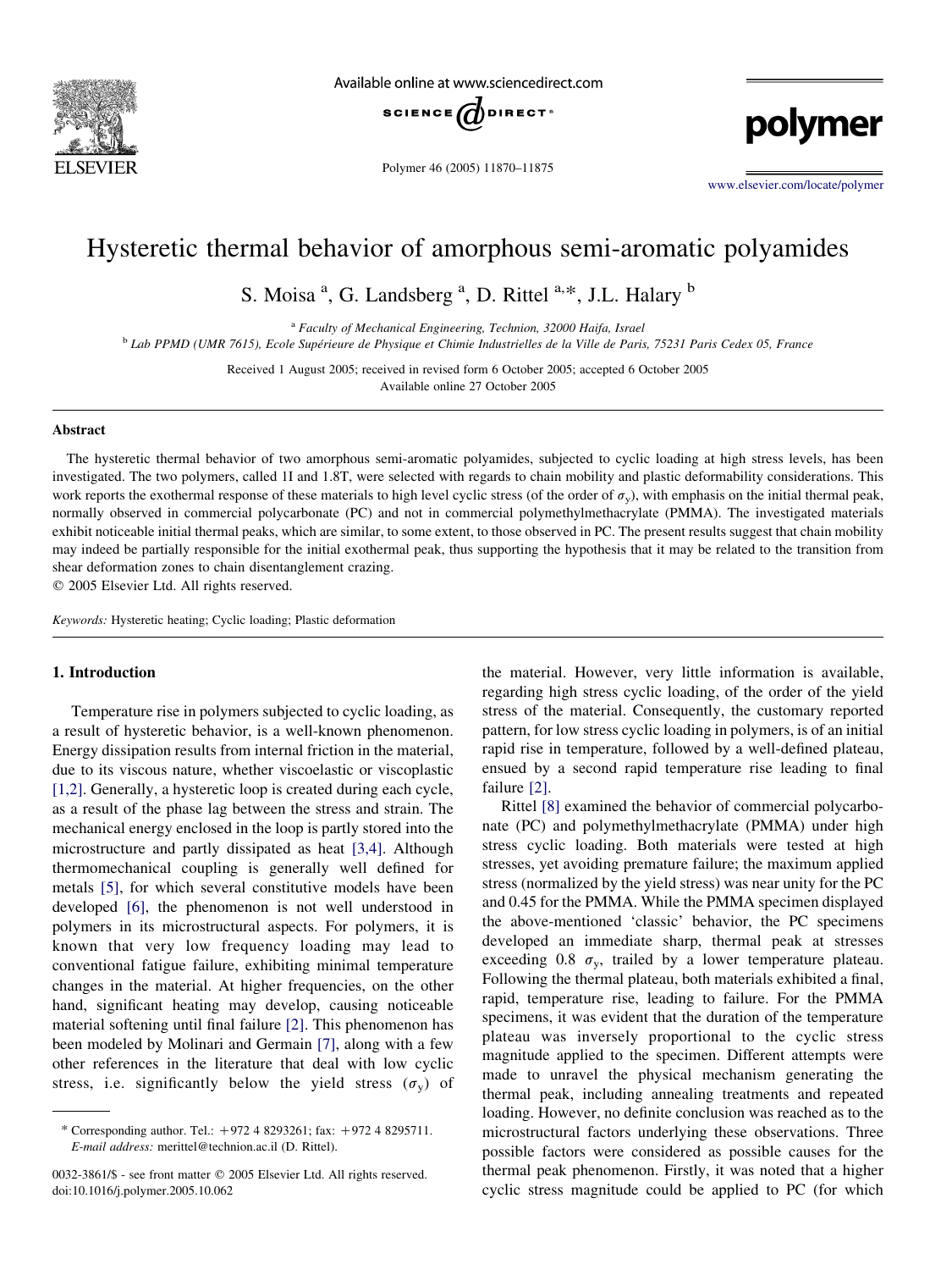# Hysteretic thermal behavior of amorphous semi-aromatic polyamides

S. Moisa [a], G. Landsberg [a], D. Rittel [a,*], J.L. Halary [b]

[a] Faculty of Mechanical Engineering, Technion, 32000 Haifa, Israel

[b] Lab PPMD (UMR 7615), Ecole Supérieure de Physique et Chimie Industrielles de la Ville de Paris, 75231 Paris Cedex 05, France

Received 1 August 2005; received in revised form 6 October 2005; accepted 6 October 2005

Available online 27 October 2005

## Abstract

The hysteretic thermal behavior of two amorphous semi-aromatic polyamides, subjected to cyclic loading at high stress levels, has been investigated. The two polymers, called 1I and 1.8T, were selected with regards to chain mobility and plastic deformability considerations. This work reports the exothermal response of these materials to high level cyclic stress (of the order of $\sigma_y$), with emphasis on the initial thermal peak, normally observed in commercial polycarbonate (PC) and not in commercial polymethylmethacrylate (PMMA). The investigated materials exhibit noticeable initial thermal peaks, which are similar, to some extent, to those observed in PC. The present results suggest that chain mobility may indeed be partially responsible for the initial exothermal peak, thus supporting the hypothesis that it may be related to the transition from shear deformation zones to chain disentanglement crazing.

© 2005 Elsevier Ltd. All rights reserved.

*Keywords:* Hysteretic heating; Cyclic loading; Plastic deformation

## 1. Introduction

Temperature rise in polymers subjected to cyclic loading, as a result of hysteretic behavior, is a well-known phenomenon. Energy dissipation results from internal friction in the material, due to its viscous nature, whether viscoelastic or viscoplastic [1,2]. Generally, a hysteretic loop is created during each cycle, as a result of the phase lag between the stress and strain. The mechanical energy enclosed in the loop is partly stored into the microstructure and partly dissipated as heat [3,4]. Although thermomechanical coupling is generally well defined for metals [5], for which several constitutive models have been developed [6], the phenomenon is not well understood in polymers in its microstructural aspects. For polymers, it is known that very low frequency loading may lead to conventional fatigue failure, exhibiting minimal temperature changes in the material. At higher frequencies, on the other hand, significant heating may develop, causing noticeable material softening until final failure [2]. This phenomenon has been modeled by Molinari and Germain [7], along with a few other references in the literature that deal with low cyclic stress, i.e. significantly below the yield stress ($\sigma_y$) of the material. However, very little information is available, regarding high stress cyclic loading, of the order of the yield stress of the material. Consequently, the customary reported pattern, for low stress cyclic loading in polymers, is of an initial rapid rise in temperature, followed by a well-defined plateau, ensued by a second rapid temperature rise leading to final failure [2].

Rittel [8] examined the behavior of commercial polycarbonate (PC) and polymethylmethacrylate (PMMA) under high stress cyclic loading. Both materials were tested at high stresses, yet avoiding premature failure; the maximum applied stress (normalized by the yield stress) was near unity for the PC and 0.45 for the PMMA. While the PMMA specimen displayed the above-mentioned 'classic' behavior, the PC specimens developed an immediate sharp, thermal peak at stresses exceeding 0.8 $\sigma_y$, trailed by a lower temperature plateau. Following the thermal plateau, both materials exhibited a final, rapid, temperature rise, leading to failure. For the PMMA specimens, it was evident that the duration of the temperature plateau was inversely proportional to the cyclic stress magnitude applied to the specimen. Different attempts were made to unravel the physical mechanism generating the thermal peak, including annealing treatments and repeated loading. However, no definite conclusion was reached as to the microstructural factors underlying these observations. Three possible factors were considered as possible causes for the thermal peak phenomenon. Firstly, it was noted that a higher cyclic stress magnitude could be applied to PC (for which

\* Corresponding author. Tel.: +972 4 8293261; fax: +972 4 8295711. *E-mail address:* merittel@technion.ac.il (D. Rittel).

0032-3861/$ - see front matter © 2005 Elsevier Ltd. All rights reserved. doi:10.1016/j.polymer.2005.10.062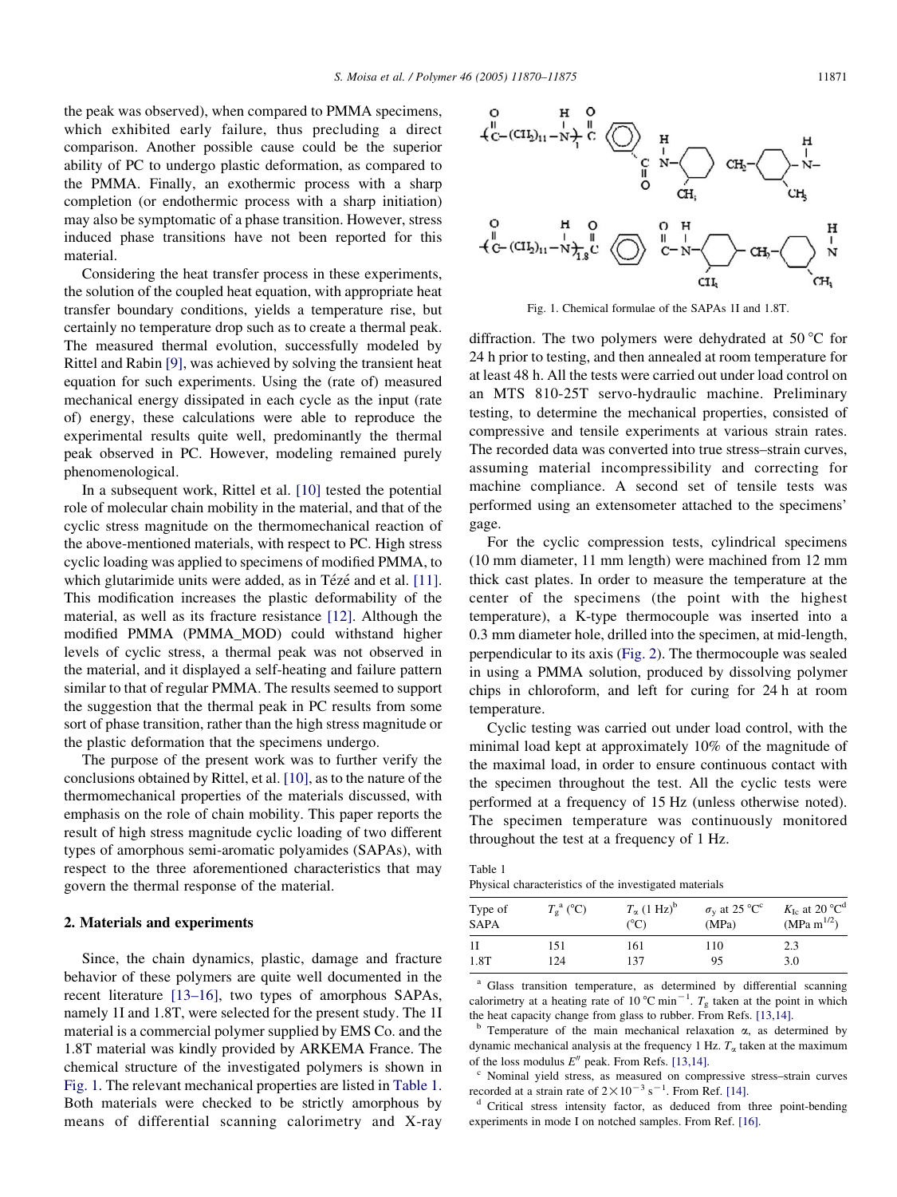the peak was observed), when compared to PMMA specimens, which exhibited early failure, thus precluding a direct comparison. Another possible cause could be the superior ability of PC to undergo plastic deformation, as compared to the PMMA. Finally, an exothermic process with a sharp completion (or endothermic process with a sharp initiation) may also be symptomatic of a phase transition. However, stress induced phase transitions have not been reported for this material.

Considering the heat transfer process in these experiments, the solution of the coupled heat equation, with appropriate heat transfer boundary conditions, yields a temperature rise, but certainly no temperature drop such as to create a thermal peak. The measured thermal evolution, successfully modeled by Rittel and Rabin [9], was achieved by solving the transient heat equation for such experiments. Using the (rate of) measured mechanical energy dissipated in each cycle as the input (rate of) energy, these calculations were able to reproduce the experimental results quite well, predominantly the thermal peak observed in PC. However, modeling remained purely phenomenological.

In a subsequent work, Rittel et al. [10] tested the potential role of molecular chain mobility in the material, and that of the cyclic stress magnitude on the thermomechanical reaction of the above-mentioned materials, with respect to PC. High stress cyclic loading was applied to specimens of modified PMMA, to which glutarimide units were added, as in Tézé and et al. [11]. This modification increases the plastic deformability of the material, as well as its fracture resistance [12]. Although the modified PMMA (PMMA_MOD) could withstand higher levels of cyclic stress, a thermal peak was not observed in the material, and it displayed a self-heating and failure pattern similar to that of regular PMMA. The results seemed to support the suggestion that the thermal peak in PC results from some sort of phase transition, rather than the high stress magnitude or the plastic deformation that the specimens undergo.

The purpose of the present work was to further verify the conclusions obtained by Rittel, et al. [10], as to the nature of the thermomechanical properties of the materials discussed, with emphasis on the role of chain mobility. This paper reports the result of high stress magnitude cyclic loading of two different types of amorphous semi-aromatic polyamides (SAPAs), with respect to the three aforementioned characteristics that may govern the thermal response of the material.

## 2. Materials and experiments

Since, the chain dynamics, plastic, damage and fracture behavior of these polymers are quite well documented in the recent literature [13–16], two types of amorphous SAPAs, namely 1I and 1.8T, were selected for the present study. The 1I material is a commercial polymer supplied by EMS Co. and the 1.8T material was kindly provided by ARKEMA France. The chemical structure of the investigated polymers is shown in Fig. 1. The relevant mechanical properties are listed in Table 1. Both materials were checked to be strictly amorphous by means of differential scanning calorimetry and X-ray diffraction. The two polymers were dehydrated at 50 °C for 24 h prior to testing, and then annealed at room temperature for at least 48 h. All the tests were carried out under load control on an MTS 810-25T servo-hydraulic machine. Preliminary testing, to determine the mechanical properties, consisted of compressive and tensile experiments at various strain rates. The recorded data was converted into true stress–strain curves, assuming material incompressibility and correcting for machine compliance. A second set of tensile tests was performed using an extensometer attached to the specimens' gage.

Fig. 1. Chemical formulae of the SAPAs 1I and 1.8T.

For the cyclic compression tests, cylindrical specimens (10 mm diameter, 11 mm length) were machined from 12 mm thick cast plates. In order to measure the temperature at the center of the specimens (the point with the highest temperature), a K-type thermocouple was inserted into a 0.3 mm diameter hole, drilled into the specimen, at mid-length, perpendicular to its axis (Fig. 2). The thermocouple was sealed in using a PMMA solution, produced by dissolving polymer chips in chloroform, and left for curing for 24 h at room temperature.

Cyclic testing was carried out under load control, with the minimal load kept at approximately 10% of the magnitude of the maximal load, in order to ensure continuous contact with the specimen throughout the test. All the cyclic tests were performed at a frequency of 15 Hz (unless otherwise noted). The specimen temperature was continuously monitored throughout the test at a frequency of 1 Hz.

Table 1
Physical characteristics of the investigated materials

| Type of SAPA | $T_g$ [a] (°C) | $T_\alpha$ (1 Hz) [b] (°C) | $\sigma_y$ at 25 °C [c] (MPa) | $K_{Ic}$ at 20 °C [d] (MPa m$^{1/2}$) |
|---|---|---|---|---|
| 1I | 151 | 161 | 110 | 2.3 |
| 1.8T | 124 | 137 | 95 | 3.0 |

[a] Glass transition temperature, as determined by differential scanning calorimetry at a heating rate of 10 °C min$^{-1}$. $T_g$ taken at the point in which the heat capacity change from glass to rubber. From Refs. [13,14].

[b] Temperature of the main mechanical relaxation $\alpha$, as determined by dynamic mechanical analysis at the frequency 1 Hz. $T_\alpha$ taken at the maximum of the loss modulus $E''$ peak. From Refs. [13,14].

[c] Nominal yield stress, as measured on compressive stress–strain curves recorded at a strain rate of $2\times10^{-3}$ s$^{-1}$. From Ref. [14].

[d] Critical stress intensity factor, as deduced from three point-bending experiments in mode I on notched samples. From Ref. [16].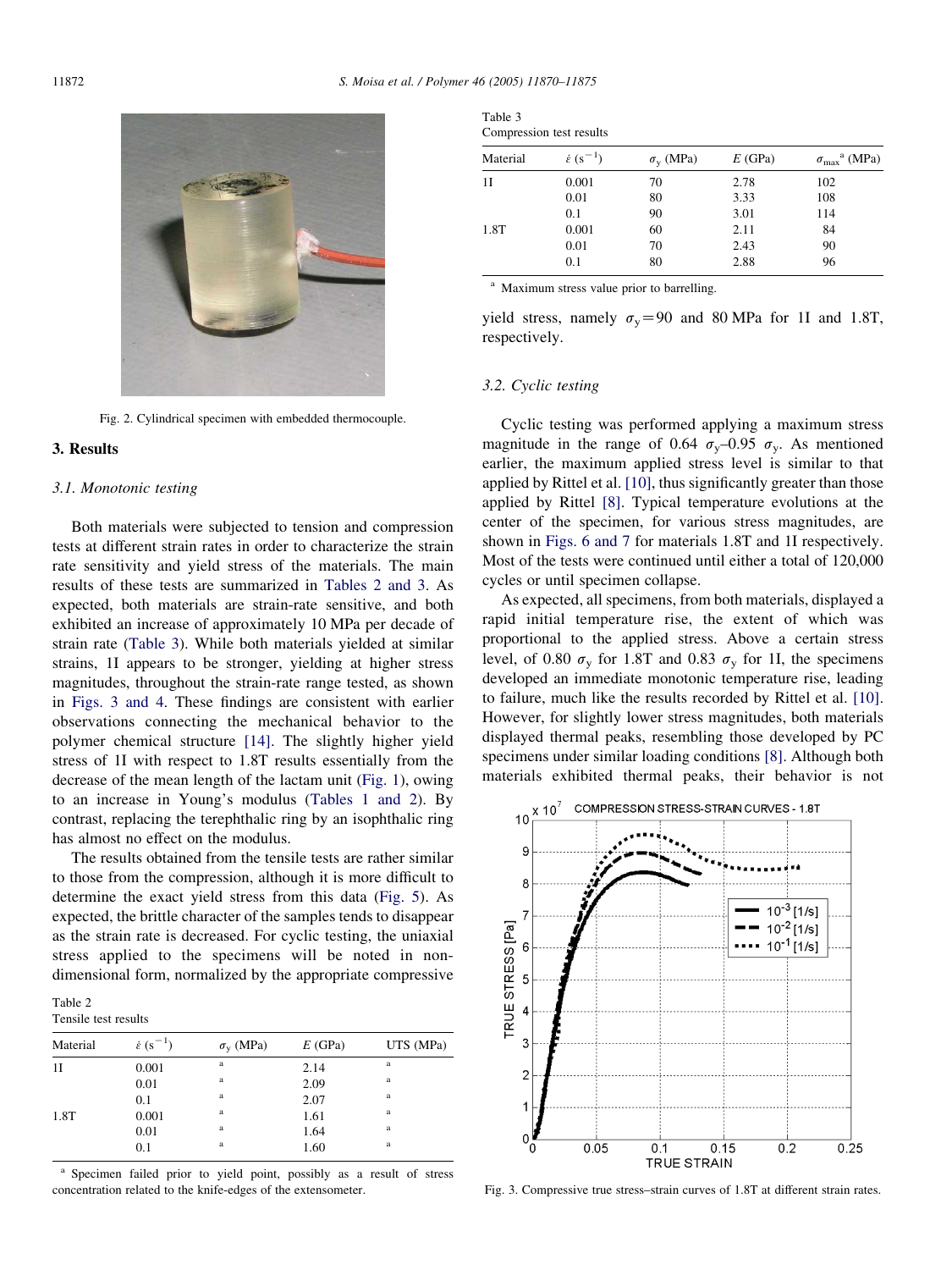Fig. 2. Cylindrical specimen with embedded thermocouple.

## 3. Results

### 3.1. Monotonic testing

Both materials were subjected to tension and compression tests at different strain rates in order to characterize the strain rate sensitivity and yield stress of the materials. The main results of these tests are summarized in Tables 2 and 3. As expected, both materials are strain-rate sensitive, and both exhibited an increase of approximately 10 MPa per decade of strain rate (Table 3). While both materials yielded at similar strains, 1I appears to be stronger, yielding at higher stress magnitudes, throughout the strain-rate range tested, as shown in Figs. 3 and 4. These findings are consistent with earlier observations connecting the mechanical behavior to the polymer chemical structure [14]. The slightly higher yield stress of 1I with respect to 1.8T results essentially from the decrease of the mean length of the lactam unit (Fig. 1), owing to an increase in Young's modulus (Tables 1 and 2). By contrast, replacing the terephthalic ring by an isophthalic ring has almost no effect on the modulus.

The results obtained from the tensile tests are rather similar to those from the compression, although it is more difficult to determine the exact yield stress from this data (Fig. 5). As expected, the brittle character of the samples tends to disappear as the strain rate is decreased. For cyclic testing, the uniaxial stress applied to the specimens will be noted in non-dimensional form, normalized by the appropriate compressive yield stress, namely $\sigma_y = 90$ and 80 MPa for 1I and 1.8T, respectively.

Table 2
Tensile test results

| Material | $\dot{\varepsilon}$ ($s^{-1}$) | $\sigma_y$ (MPa) | $E$ (GPa) | UTS (MPa) |
|---|---|---|---|---|
| 1I | 0.001 | [a] | 2.14 | [a] |
| | 0.01 | [a] | 2.09 | [a] |
| | 0.1 | [a] | 2.07 | [a] |
| 1.8T | 0.001 | [a] | 1.61 | [a] |
| | 0.01 | [a] | 1.64 | [a] |
| | 0.1 | [a] | 1.60 | [a] |

[a] Specimen failed prior to yield point, possibly as a result of stress concentration related to the knife-edges of the extensometer.

Table 3
Compression test results

| Material | $\dot{\varepsilon}$ ($s^{-1}$) | $\sigma_y$ (MPa) | $E$ (GPa) | $\sigma_{max}$[a] (MPa) |
|---|---|---|---|---|
| 1I | 0.001 | 70 | 2.78 | 102 |
| | 0.01 | 80 | 3.33 | 108 |
| | 0.1 | 90 | 3.01 | 114 |
| 1.8T | 0.001 | 60 | 2.11 | 84 |
| | 0.01 | 70 | 2.43 | 90 |
| | 0.1 | 80 | 2.88 | 96 |

[a] Maximum stress value prior to barrelling.

### 3.2. Cyclic testing

Cyclic testing was performed applying a maximum stress magnitude in the range of 0.64 $\sigma_y$–0.95 $\sigma_y$. As mentioned earlier, the maximum applied stress level is similar to that applied by Rittel et al. [10], thus significantly greater than those applied by Rittel [8]. Typical temperature evolutions at the center of the specimen, for various stress magnitudes, are shown in Figs. 6 and 7 for materials 1.8T and 1I respectively. Most of the tests were continued until either a total of 120,000 cycles or until specimen collapse.

As expected, all specimens, from both materials, displayed a rapid initial temperature rise, the extent of which was proportional to the applied stress. Above a certain stress level, of 0.80 $\sigma_y$ for 1.8T and 0.83 $\sigma_y$ for 1I, the specimens developed an immediate monotonic temperature rise, leading to failure, much like the results recorded by Rittel et al. [10]. However, for slightly lower stress magnitudes, both materials displayed thermal peaks, resembling those developed by PC specimens under similar loading conditions [8]. Although both materials exhibited thermal peaks, their behavior is not

Fig. 3. Compressive true stress–strain curves of 1.8T at different strain rates.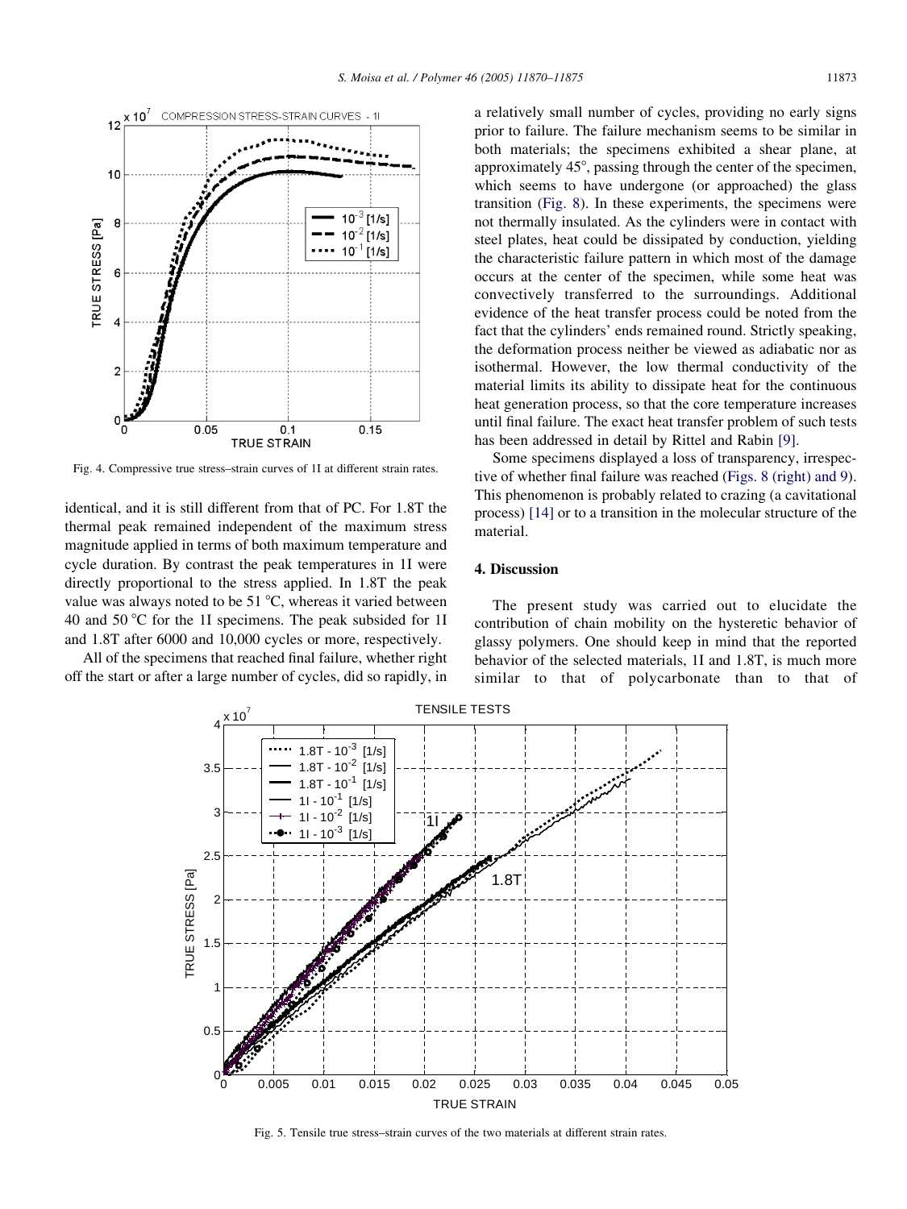Fig. 4. Compressive true stress–strain curves of 1I at different strain rates.

identical, and it is still different from that of PC. For 1.8T the thermal peak remained independent of the maximum stress magnitude applied in terms of both maximum temperature and cycle duration. By contrast the peak temperatures in 1I were directly proportional to the stress applied. In 1.8T the peak value was always noted to be 51 °C, whereas it varied between 40 and 50 °C for the 1I specimens. The peak subsided for 1I and 1.8T after 6000 and 10,000 cycles or more, respectively.

All of the specimens that reached final failure, whether right off the start or after a large number of cycles, did so rapidly, in a relatively small number of cycles, providing no early signs prior to failure. The failure mechanism seems to be similar in both materials; the specimens exhibited a shear plane, at approximately 45°, passing through the center of the specimen, which seems to have undergone (or approached) the glass transition (Fig. 8). In these experiments, the specimens were not thermally insulated. As the cylinders were in contact with steel plates, heat could be dissipated by conduction, yielding the characteristic failure pattern in which most of the damage occurs at the center of the specimen, while some heat was convectively transferred to the surroundings. Additional evidence of the heat transfer process could be noted from the fact that the cylinders' ends remained round. Strictly speaking, the deformation process neither be viewed as adiabatic nor as isothermal. However, the low thermal conductivity of the material limits its ability to dissipate heat for the continuous heat generation process, so that the core temperature increases until final failure. The exact heat transfer problem of such tests has been addressed in detail by Rittel and Rabin [9].

Some specimens displayed a loss of transparency, irrespective of whether final failure was reached (Figs. 8 (right) and 9). This phenomenon is probably related to crazing (a cavitational process) [14] or to a transition in the molecular structure of the material.

## 4. Discussion

The present study was carried out to elucidate the contribution of chain mobility on the hysteretic behavior of glassy polymers. One should keep in mind that the reported behavior of the selected materials, 1I and 1.8T, is much more similar to that of polycarbonate than to that of

Fig. 5. Tensile true stress–strain curves of the two materials at different strain rates.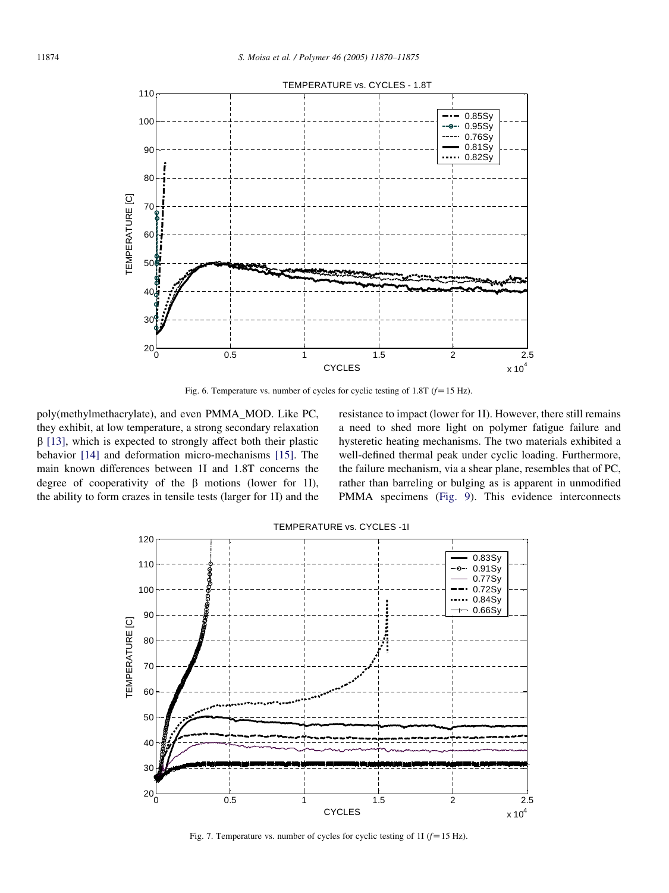Fig. 6. Temperature vs. number of cycles for cyclic testing of 1.8T ($f=15$ Hz).

poly(methylmethacrylate), and even PMMA_MOD. Like PC, they exhibit, at low temperature, a strong secondary relaxation $\beta$ [13], which is expected to strongly affect both their plastic behavior [14] and deformation micro-mechanisms [15]. The main known differences between 1I and 1.8T concerns the degree of cooperativity of the $\beta$ motions (lower for 1I), the ability to form crazes in tensile tests (larger for 1I) and the resistance to impact (lower for 1I). However, there still remains a need to shed more light on polymer fatigue failure and hysteretic heating mechanisms. The two materials exhibited a well-defined thermal peak under cyclic loading. Furthermore, the failure mechanism, via a shear plane, resembles that of PC, rather than barreling or bulging as is apparent in unmodified PMMA specimens (Fig. 9). This evidence interconnects

Fig. 7. Temperature vs. number of cycles for cyclic testing of 1I ($f=15$ Hz).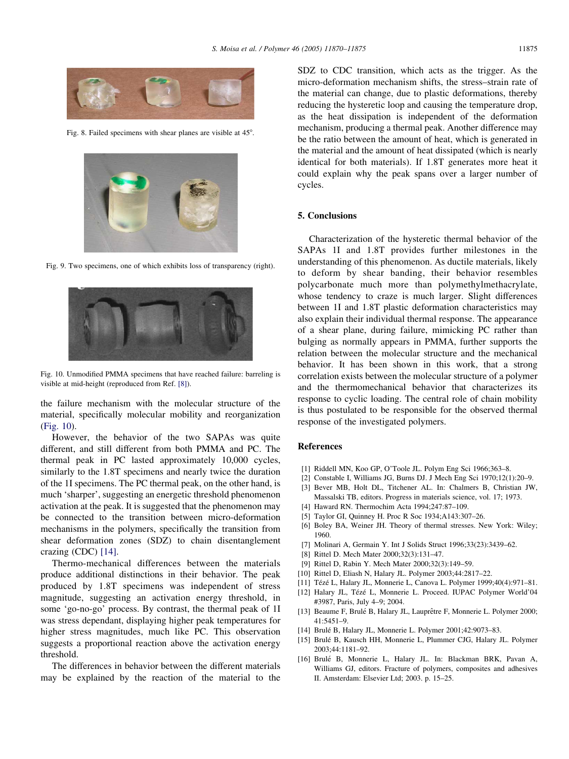Fig. 8. Failed specimens with shear planes are visible at 45°.

Fig. 9. Two specimens, one of which exhibits loss of transparency (right).

Fig. 10. Unmodified PMMA specimens that have reached failure: barreling is visible at mid-height (reproduced from Ref. [8]).

the failure mechanism with the molecular structure of the material, specifically molecular mobility and reorganization (Fig. 10).

However, the behavior of the two SAPAs was quite different, and still different from both PMMA and PC. The thermal peak in PC lasted approximately 10,000 cycles, similarly to the 1.8T specimens and nearly twice the duration of the 1I specimens. The PC thermal peak, on the other hand, is much 'sharper', suggesting an energetic threshold phenomenon activation at the peak. It is suggested that the phenomenon may be connected to the transition between micro-deformation mechanisms in the polymers, specifically the transition from shear deformation zones (SDZ) to chain disentanglement crazing (CDC) [14].

Thermo-mechanical differences between the materials produce additional distinctions in their behavior. The peak produced by 1.8T specimens was independent of stress magnitude, suggesting an activation energy threshold, in some 'go-no-go' process. By contrast, the thermal peak of 1I was stress dependant, displaying higher peak temperatures for higher stress magnitudes, much like PC. This observation suggests a proportional reaction above the activation energy threshold.

The differences in behavior between the different materials may be explained by the reaction of the material to the SDZ to CDC transition, which acts as the trigger. As the micro-deformation mechanism shifts, the stress–strain rate of the material can change, due to plastic deformations, thereby reducing the hysteretic loop and causing the temperature drop, as the heat dissipation is independent of the deformation mechanism, producing a thermal peak. Another difference may be the ratio between the amount of heat, which is generated in the material and the amount of heat dissipated (which is nearly identical for both materials). If 1.8T generates more heat it could explain why the peak spans over a larger number of cycles.

## 5. Conclusions

Characterization of the hysteretic thermal behavior of the SAPAs 1I and 1.8T provides further milestones in the understanding of this phenomenon. As ductile materials, likely to deform by shear banding, their behavior resembles polycarbonate much more than polymethylmethacrylate, whose tendency to craze is much larger. Slight differences between 1I and 1.8T plastic deformation characteristics may also explain their individual thermal response. The appearance of a shear plane, during failure, mimicking PC rather than bulging as normally appears in PMMA, further supports the relation between the molecular structure and the mechanical behavior. It has been shown in this work, that a strong correlation exists between the molecular structure of a polymer and the thermomechanical behavior that characterizes its response to cyclic loading. The central role of chain mobility is thus postulated to be responsible for the observed thermal response of the investigated polymers.

## References

[1] Riddell MN, Koo GP, O'Toole JL. Polym Eng Sci 1966;363–8.
[2] Constable I, Williams JG, Burns DJ. J Mech Eng Sci 1970;12(1):20–9.
[3] Bever MB, Holt DL, Titchener AL. In: Chalmers B, Christian JW, Massalski TB, editors. Progress in materials science, vol. 17; 1973.
[4] Haward RN. Thermochim Acta 1994;247:87–109.
[5] Taylor GI, Quinney H. Proc R Soc 1934;A143:307–26.
[6] Boley BA, Weiner JH. Theory of thermal stresses. New York: Wiley; 1960.
[7] Molinari A, Germain Y. Int J Solids Struct 1996;33(23):3439–62.
[8] Rittel D. Mech Mater 2000;32(3):131–47.
[9] Rittel D, Rabin Y. Mech Mater 2000;32(3):149–59.
[10] Rittel D, Eliash N, Halary JL. Polymer 2003;44:2817–22.
[11] Tézé L, Halary JL, Monnerie L, Canova L. Polymer 1999;40(4):971–81.
[12] Halary JL, Tézé L, Monnerie L. Proceed. IUPAC Polymer World'04 #3987, Paris, July 4–9; 2004.
[13] Beaume F, Brulé B, Halary JL, Lauprêtre F, Monnerie L. Polymer 2000; 41:5451–9.
[14] Brulé B, Halary JL, Monnerie L. Polymer 2001;42:9073–83.
[15] Brulé B, Kausch HH, Monnerie L, Plummer CJG, Halary JL. Polymer 2003;44:1181–92.
[16] Brulé B, Monnerie L, Halary JL. In: Blackman BRK, Pavan A, Williams GJ, editors. Fracture of polymers, composites and adhesives II. Amsterdam: Elsevier Ltd; 2003. p. 15–25.